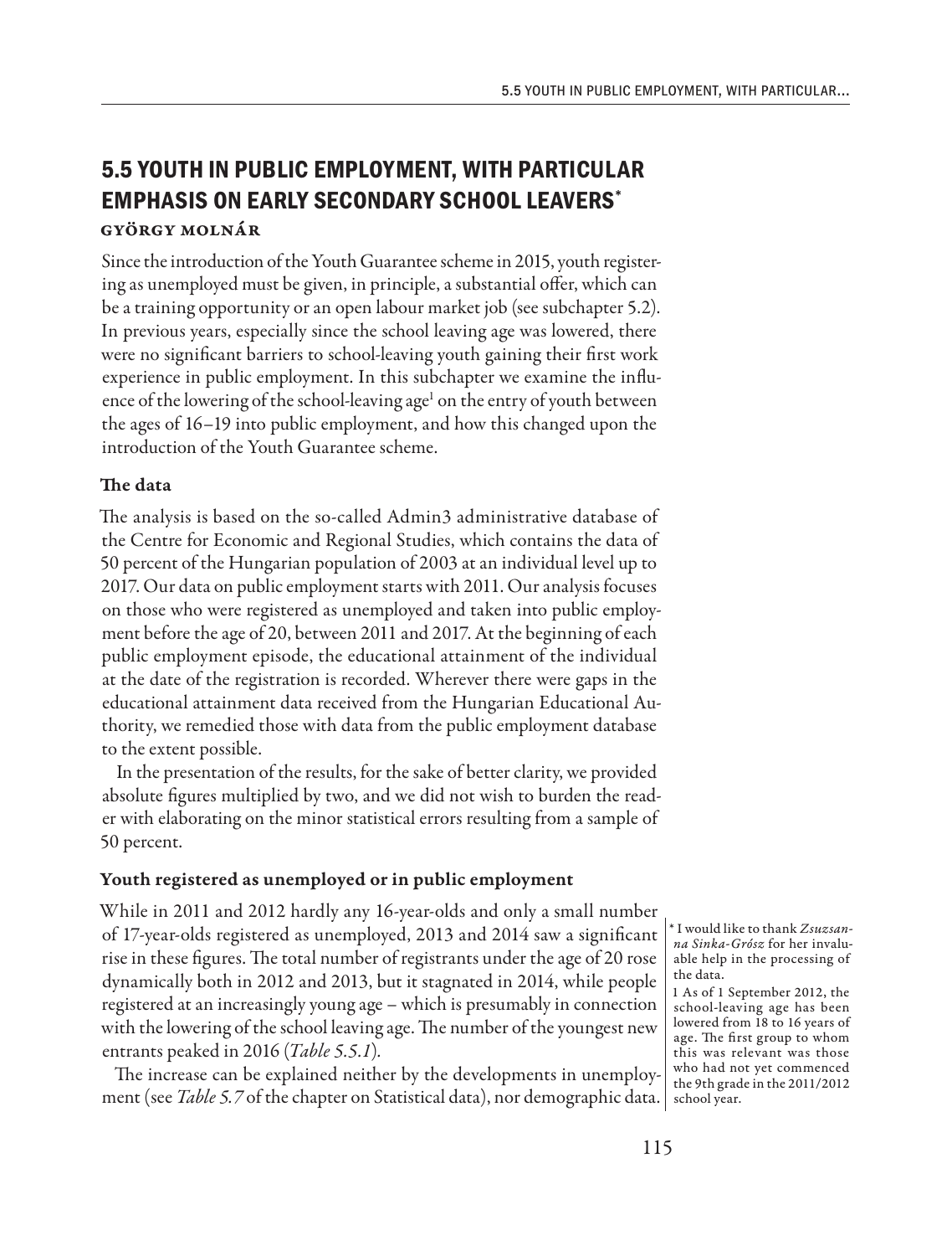# 5.5 YOUTH IN PUBLIC EMPLOYMENT, WITH PARTICULAR EMPHASIS ON EARLY SECONDARY SCHOOL LEAVERS*

**GYÖRGY MOLNÁR**

Since the introduction of the Youth Guarantee scheme in 2015, youth registering as unemployed must be given, in principle, a substantial offer, which can be a training opportunity or an open labour market job (see subchapter 5.2). In previous years, especially since the school leaving age was lowered, there were no significant barriers to school-leaving youth gaining their first work experience in public employment. In this subchapter we examine the influence of the lowering of the school-leaving age[1] on the entry of youth between the ages of 16–19 into public employment, and how this changed upon the introduction of the Youth Guarantee scheme.

## The data

The analysis is based on the so-called Admin3 administrative database of the Centre for Economic and Regional Studies, which contains the data of 50 percent of the Hungarian population of 2003 at an individual level up to 2017. Our data on public employment starts with 2011. Our analysis focuses on those who were registered as unemployed and taken into public employment before the age of 20, between 2011 and 2017. At the beginning of each public employment episode, the educational attainment of the individual at the date of the registration is recorded. Wherever there were gaps in the educational attainment data received from the Hungarian Educational Authority, we remedied those with data from the public employment database to the extent possible.

In the presentation of the results, for the sake of better clarity, we provided absolute figures multiplied by two, and we did not wish to burden the reader with elaborating on the minor statistical errors resulting from a sample of 50 percent.

## Youth registered as unemployed or in public employment

While in 2011 and 2012 hardly any 16-year-olds and only a small number of 17-year-olds registered as unemployed, 2013 and 2014 saw a significant rise in these figures. The total number of registrants under the age of 20 rose dynamically both in 2012 and 2013, but it stagnated in 2014, while people registered at an increasingly young age – which is presumably in connection with the lowering of the school leaving age. The number of the youngest new entrants peaked in 2016 (*Table 5.5.1*).

The increase can be explained neither by the developments in unemployment (see *Table 5.7* of the chapter on Statistical data), nor demographic data.

\* I would like to thank *Zsuzsanna Sinka-Grósz* for her invaluable help in the processing of the data.

1 As of 1 September 2012, the school-leaving age has been lowered from 18 to 16 years of age. The first group to whom this was relevant was those who had not yet commenced the 9th grade in the 2011/2012 school year.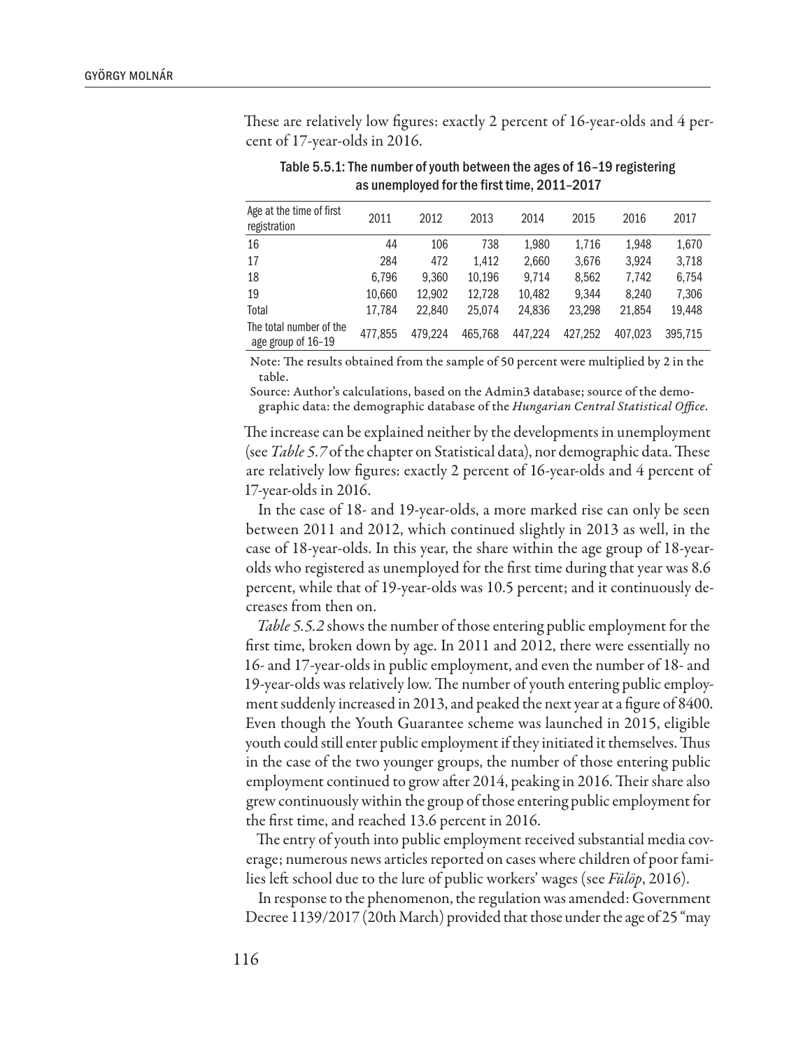These are relatively low figures: exactly 2 percent of 16-year-olds and 4 percent of 17-year-olds in 2016.

Table 5.5.1: The number of youth between the ages of 16–19 registering as unemployed for the first time, 2011–2017

| Age at the time of first registration | 2011 | 2012 | 2013 | 2014 | 2015 | 2016 | 2017 |
|---|---|---|---|---|---|---|---|
| 16 | 44 | 106 | 738 | 1,980 | 1,716 | 1,948 | 1,670 |
| 17 | 284 | 472 | 1,412 | 2,660 | 3,676 | 3,924 | 3,718 |
| 18 | 6,796 | 9,360 | 10,196 | 9,714 | 8,562 | 7,742 | 6,754 |
| 19 | 10,660 | 12,902 | 12,728 | 10,482 | 9,344 | 8,240 | 7,306 |
| Total | 17,784 | 22,840 | 25,074 | 24,836 | 23,298 | 21,854 | 19,448 |
| The total number of the age group of 16–19 | 477,855 | 479,224 | 465,768 | 447,224 | 427,252 | 407,023 | 395,715 |

Note: The results obtained from the sample of 50 percent were multiplied by 2 in the table.

Source: Author's calculations, based on the Admin3 database; source of the demographic data: the demographic database of the *Hungarian Central Statistical Office*.

The increase can be explained neither by the developments in unemployment (see *Table 5.7* of the chapter on Statistical data), nor demographic data. These are relatively low figures: exactly 2 percent of 16-year-olds and 4 percent of 17-year-olds in 2016.

In the case of 18- and 19-year-olds, a more marked rise can only be seen between 2011 and 2012, which continued slightly in 2013 as well, in the case of 18-year-olds. In this year, the share within the age group of 18-year-olds who registered as unemployed for the first time during that year was 8.6 percent, while that of 19-year-olds was 10.5 percent; and it continuously decreases from then on.

*Table 5.5.2* shows the number of those entering public employment for the first time, broken down by age. In 2011 and 2012, there were essentially no 16- and 17-year-olds in public employment, and even the number of 18- and 19-year-olds was relatively low. The number of youth entering public employment suddenly increased in 2013, and peaked the next year at a figure of 8400. Even though the Youth Guarantee scheme was launched in 2015, eligible youth could still enter public employment if they initiated it themselves. Thus in the case of the two younger groups, the number of those entering public employment continued to grow after 2014, peaking in 2016. Their share also grew continuously within the group of those entering public employment for the first time, and reached 13.6 percent in 2016.

The entry of youth into public employment received substantial media coverage; numerous news articles reported on cases where children of poor families left school due to the lure of public workers' wages (see *Fülöp*, 2016).

In response to the phenomenon, the regulation was amended: Government Decree 1139/2017 (20th March) provided that those under the age of 25 "may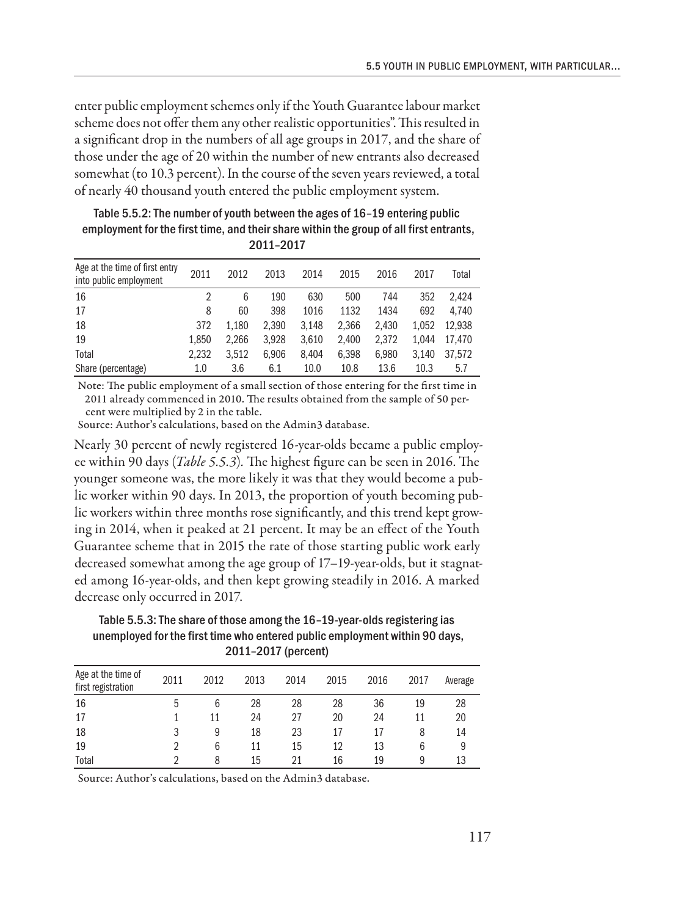enter public employment schemes only if the Youth Guarantee labour market scheme does not offer them any other realistic opportunities". This resulted in a significant drop in the numbers of all age groups in 2017, and the share of those under the age of 20 within the number of new entrants also decreased somewhat (to 10.3 percent). In the course of the seven years reviewed, a total of nearly 40 thousand youth entered the public employment system.

Table 5.5.2: The number of youth between the ages of 16–19 entering public employment for the first time, and their share within the group of all first entrants, 2011–2017

| Age at the time of first entry into public employment | 2011 | 2012 | 2013 | 2014 | 2015 | 2016 | 2017 | Total |
|---|---|---|---|---|---|---|---|---|
| 16 | 2 | 6 | 190 | 630 | 500 | 744 | 352 | 2,424 |
| 17 | 8 | 60 | 398 | 1016 | 1132 | 1434 | 692 | 4,740 |
| 18 | 372 | 1,180 | 2,390 | 3,148 | 2,366 | 2,430 | 1,052 | 12,938 |
| 19 | 1,850 | 2,266 | 3,928 | 3,610 | 2,400 | 2,372 | 1,044 | 17,470 |
| Total | 2,232 | 3,512 | 6,906 | 8,404 | 6,398 | 6,980 | 3,140 | 37,572 |
| Share (percentage) | 1.0 | 3.6 | 6.1 | 10.0 | 10.8 | 13.6 | 10.3 | 5.7 |

Note: The public employment of a small section of those entering for the first time in 2011 already commenced in 2010. The results obtained from the sample of 50 percent were multiplied by 2 in the table.

Source: Author's calculations, based on the Admin3 database.

Nearly 30 percent of newly registered 16-year-olds became a public employee within 90 days (*Table 5.5.3*). The highest figure can be seen in 2016. The younger someone was, the more likely it was that they would become a public worker within 90 days. In 2013, the proportion of youth becoming public workers within three months rose significantly, and this trend kept growing in 2014, when it peaked at 21 percent. It may be an effect of the Youth Guarantee scheme that in 2015 the rate of those starting public work early decreased somewhat among the age group of 17–19-year-olds, but it stagnated among 16-year-olds, and then kept growing steadily in 2016. A marked decrease only occurred in 2017.

Table 5.5.3: The share of those among the 16–19-year-olds registering ias unemployed for the first time who entered public employment within 90 days, 2011–2017 (percent)

| Age at the time of first registration | 2011 | 2012 | 2013 | 2014 | 2015 | 2016 | 2017 | Average |
|---|---|---|---|---|---|---|---|---|
| 16 | 5 | 6 | 28 | 28 | 28 | 36 | 19 | 28 |
| 17 | 1 | 11 | 24 | 27 | 20 | 24 | 11 | 20 |
| 18 | 3 | 9 | 18 | 23 | 17 | 17 | 8 | 14 |
| 19 | 2 | 6 | 11 | 15 | 12 | 13 | 6 | 9 |
| Total | 2 | 8 | 15 | 21 | 16 | 19 | 9 | 13 |

Source: Author's calculations, based on the Admin3 database.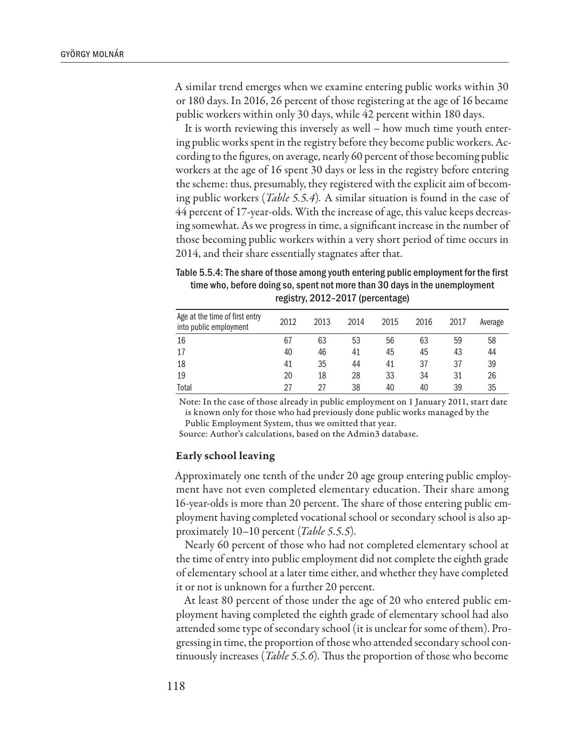A similar trend emerges when we examine entering public works within 30 or 180 days. In 2016, 26 percent of those registering at the age of 16 became public workers within only 30 days, while 42 percent within 180 days.

It is worth reviewing this inversely as well – how much time youth entering public works spent in the registry before they become public workers. According to the figures, on average, nearly 60 percent of those becoming public workers at the age of 16 spent 30 days or less in the registry before entering the scheme: thus, presumably, they registered with the explicit aim of becoming public workers (*Table 5.5.4*). A similar situation is found in the case of 44 percent of 17-year-olds. With the increase of age, this value keeps decreasing somewhat. As we progress in time, a significant increase in the number of those becoming public workers within a very short period of time occurs in 2014, and their share essentially stagnates after that.

**Table 5.5.4: The share of those among youth entering public employment for the first time who, before doing so, spent not more than 30 days in the unemployment registry, 2012–2017 (percentage)**

| Age at the time of first entry into public employment | 2012 | 2013 | 2014 | 2015 | 2016 | 2017 | Average |
|---|---|---|---|---|---|---|---|
| 16 | 67 | 63 | 53 | 56 | 63 | 59 | 58 |
| 17 | 40 | 46 | 41 | 45 | 45 | 43 | 44 |
| 18 | 41 | 35 | 44 | 41 | 37 | 37 | 39 |
| 19 | 20 | 18 | 28 | 33 | 34 | 31 | 26 |
| Total | 27 | 27 | 38 | 40 | 40 | 39 | 35 |

Note: In the case of those already in public employment on 1 January 2011, start date is known only for those who had previously done public works managed by the Public Employment System, thus we omitted that year.

Source: Author's calculations, based on the Admin3 database.

### Early school leaving

Approximately one tenth of the under 20 age group entering public employment have not even completed elementary education. Their share among 16-year-olds is more than 20 percent. The share of those entering public employment having completed vocational school or secondary school is also approximately 10–10 percent (*Table 5.5.5*).

Nearly 60 percent of those who had not completed elementary school at the time of entry into public employment did not complete the eighth grade of elementary school at a later time either, and whether they have completed it or not is unknown for a further 20 percent.

At least 80 percent of those under the age of 20 who entered public employment having completed the eighth grade of elementary school had also attended some type of secondary school (it is unclear for some of them). Progressing in time, the proportion of those who attended secondary school continuously increases (*Table 5.5.6*). Thus the proportion of those who become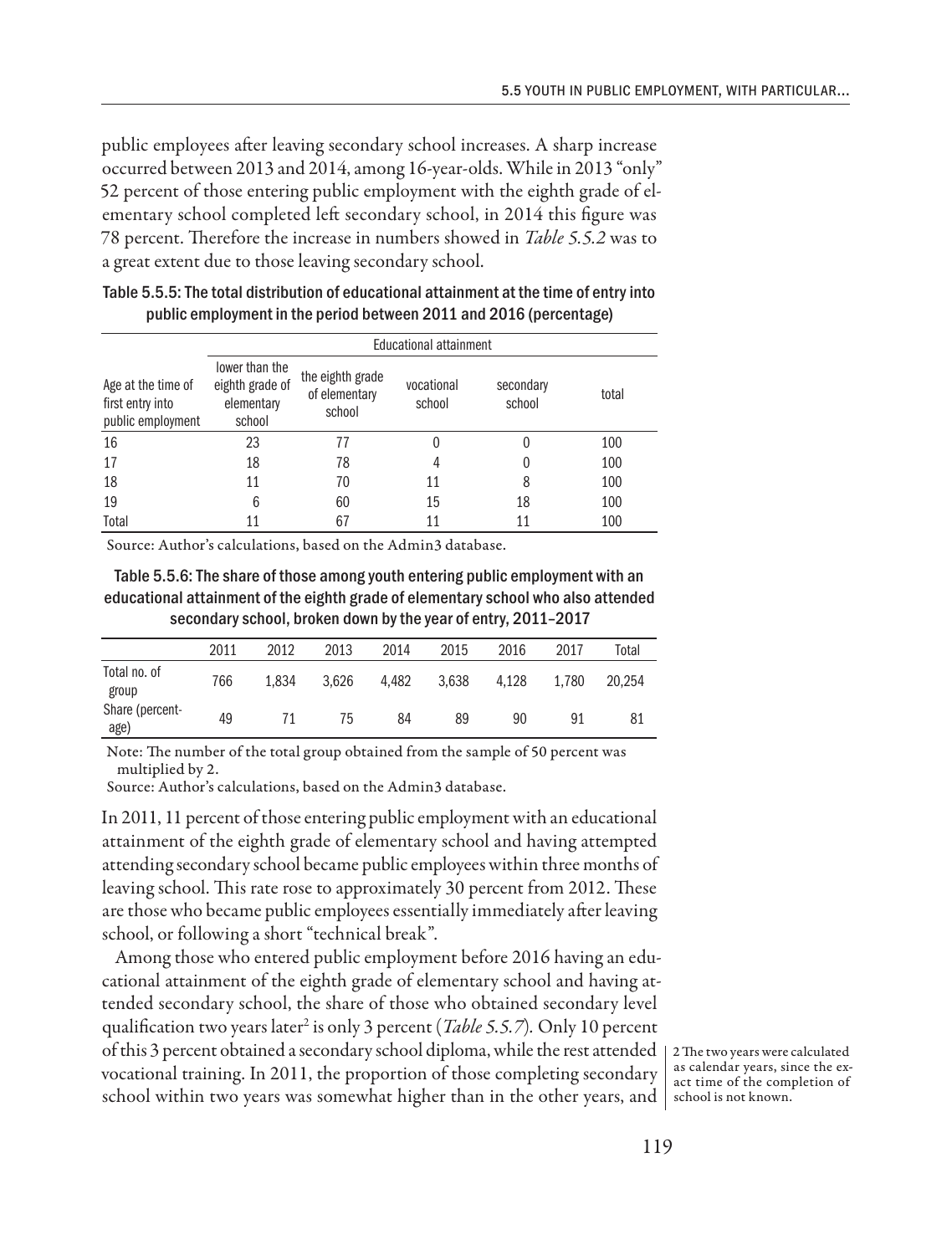public employees after leaving secondary school increases. A sharp increase occurred between 2013 and 2014, among 16-year-olds. While in 2013 "only" 52 percent of those entering public employment with the eighth grade of elementary school completed left secondary school, in 2014 this figure was 78 percent. Therefore the increase in numbers showed in *Table 5.5.2* was to a great extent due to those leaving secondary school.

Table 5.5.5: The total distribution of educational attainment at the time of entry into public employment in the period between 2011 and 2016 (percentage)

| Age at the time of first entry into public employment | Educational attainment | | | | |
|---|---|---|---|---|---|
| | lower than the eighth grade of elementary school | the eighth grade of elementary school | vocational school | secondary school | total |
| 16 | 23 | 77 | 0 | 0 | 100 |
| 17 | 18 | 78 | 4 | 0 | 100 |
| 18 | 11 | 70 | 11 | 8 | 100 |
| 19 | 6 | 60 | 15 | 18 | 100 |
| Total | 11 | 67 | 11 | 11 | 100 |

Source: Author's calculations, based on the Admin3 database.

Table 5.5.6: The share of those among youth entering public employment with an educational attainment of the eighth grade of elementary school who also attended secondary school, broken down by the year of entry, 2011–2017

| | 2011 | 2012 | 2013 | 2014 | 2015 | 2016 | 2017 | Total |
|---|---|---|---|---|---|---|---|---|
| Total no. of group | 766 | 1,834 | 3,626 | 4,482 | 3,638 | 4,128 | 1,780 | 20,254 |
| Share (percentage) | 49 | 71 | 75 | 84 | 89 | 90 | 91 | 81 |

Note: The number of the total group obtained from the sample of 50 percent was multiplied by 2.

Source: Author's calculations, based on the Admin3 database.

In 2011, 11 percent of those entering public employment with an educational attainment of the eighth grade of elementary school and having attempted attending secondary school became public employees within three months of leaving school. This rate rose to approximately 30 percent from 2012. These are those who became public employees essentially immediately after leaving school, or following a short "technical break".

Among those who entered public employment before 2016 having an educational attainment of the eighth grade of elementary school and having attended secondary school, the share of those who obtained secondary level qualification two years later[2] is only 3 percent (*Table 5.5.7*). Only 10 percent of this 3 percent obtained a secondary school diploma, while the rest attended vocational training. In 2011, the proportion of those completing secondary school within two years was somewhat higher than in the other years, and

2 The two years were calculated as calendar years, since the exact time of the completion of school is not known.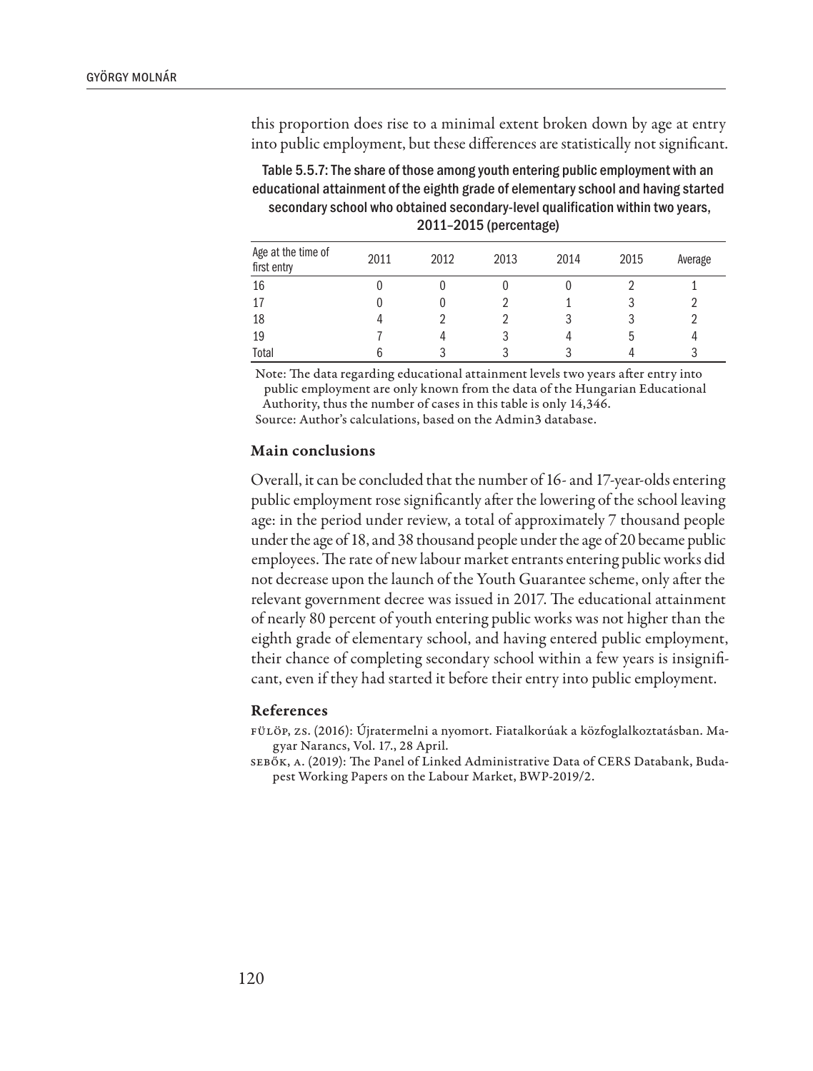this proportion does rise to a minimal extent broken down by age at entry into public employment, but these differences are statistically not significant.

Table 5.5.7: The share of those among youth entering public employment with an educational attainment of the eighth grade of elementary school and having started secondary school who obtained secondary-level qualification within two years, 2011–2015 (percentage)

| Age at the time of first entry | 2011 | 2012 | 2013 | 2014 | 2015 | Average |
|---|---|---|---|---|---|---|
| 16 | 0 | 0 | 0 | 0 | 2 | 1 |
| 17 | 0 | 0 | 2 | 1 | 3 | 2 |
| 18 | 4 | 2 | 2 | 3 | 3 | 2 |
| 19 | 7 | 4 | 3 | 4 | 5 | 4 |
| Total | 6 | 3 | 3 | 3 | 4 | 3 |

Note: The data regarding educational attainment levels two years after entry into public employment are only known from the data of the Hungarian Educational Authority, thus the number of cases in this table is only 14,346.

Source: Author's calculations, based on the Admin3 database.

## Main conclusions

Overall, it can be concluded that the number of 16- and 17-year-olds entering public employment rose significantly after the lowering of the school leaving age: in the period under review, a total of approximately 7 thousand people under the age of 18, and 38 thousand people under the age of 20 became public employees. The rate of new labour market entrants entering public works did not decrease upon the launch of the Youth Guarantee scheme, only after the relevant government decree was issued in 2017. The educational attainment of nearly 80 percent of youth entering public works was not higher than the eighth grade of elementary school, and having entered public employment, their chance of completing secondary school within a few years is insignificant, even if they had started it before their entry into public employment.

## References

Fülöp, Zs. (2016): Újratermelni a nyomort. Fiatalkorúak a közfoglalkoztatásban. Magyar Narancs, Vol. 17., 28 April.

Sebők, A. (2019): The Panel of Linked Administrative Data of CERS Databank, Budapest Working Papers on the Labour Market, BWP-2019/2.